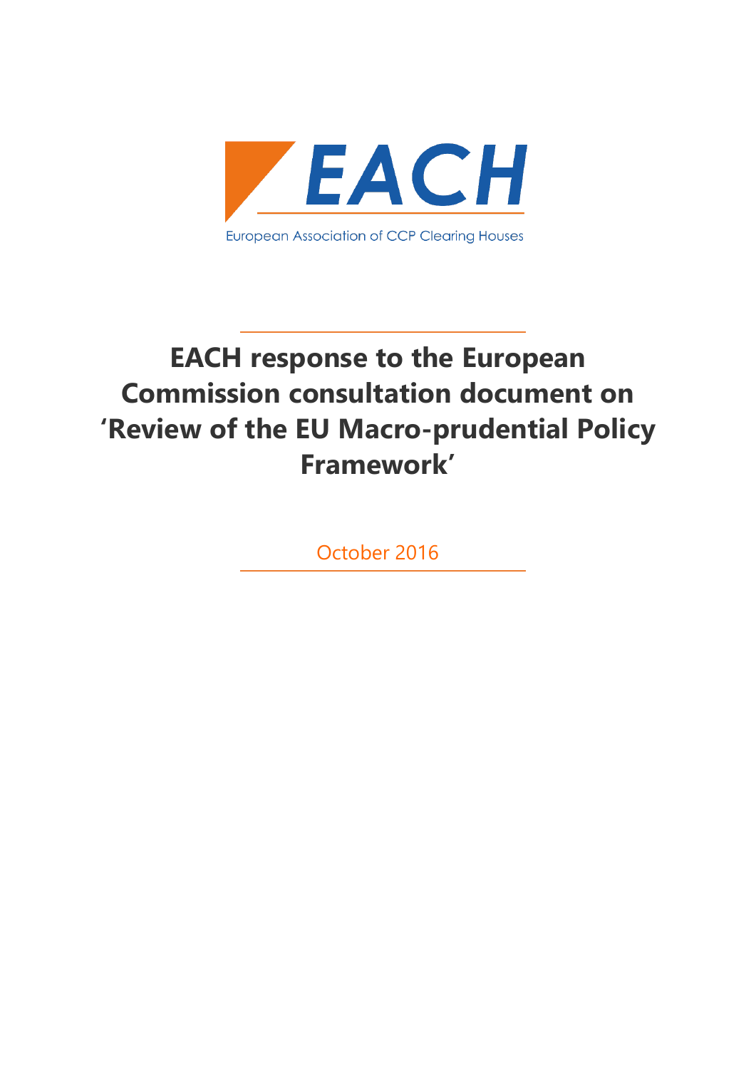EACH

European Association of CCP Clearing Houses

# EACH response to the European Commission consultation document on 'Review of the EU Macro-prudential Policy Framework'

October 2016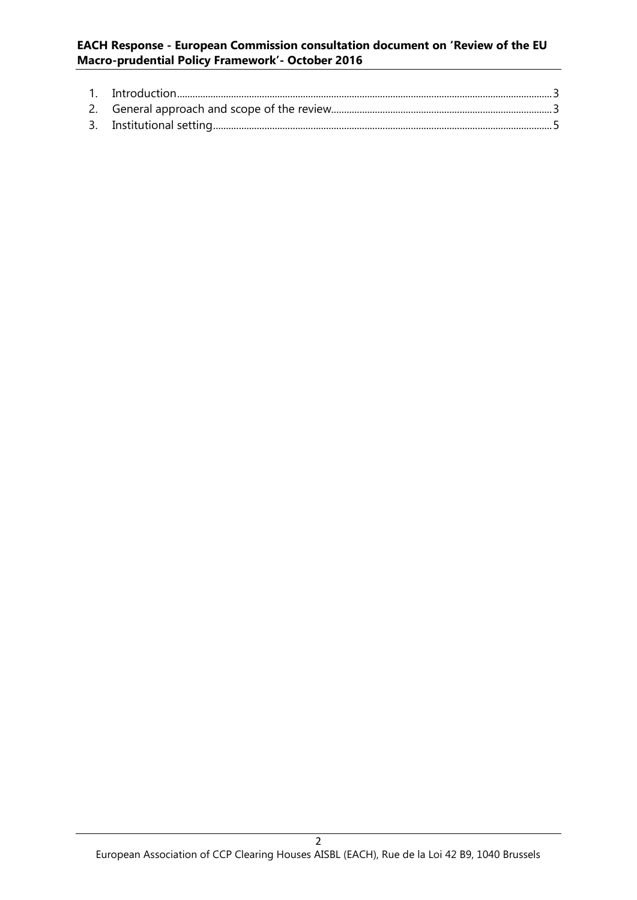1. Introduction......3
2. General approach and scope of the review......3
3. Institutional setting......5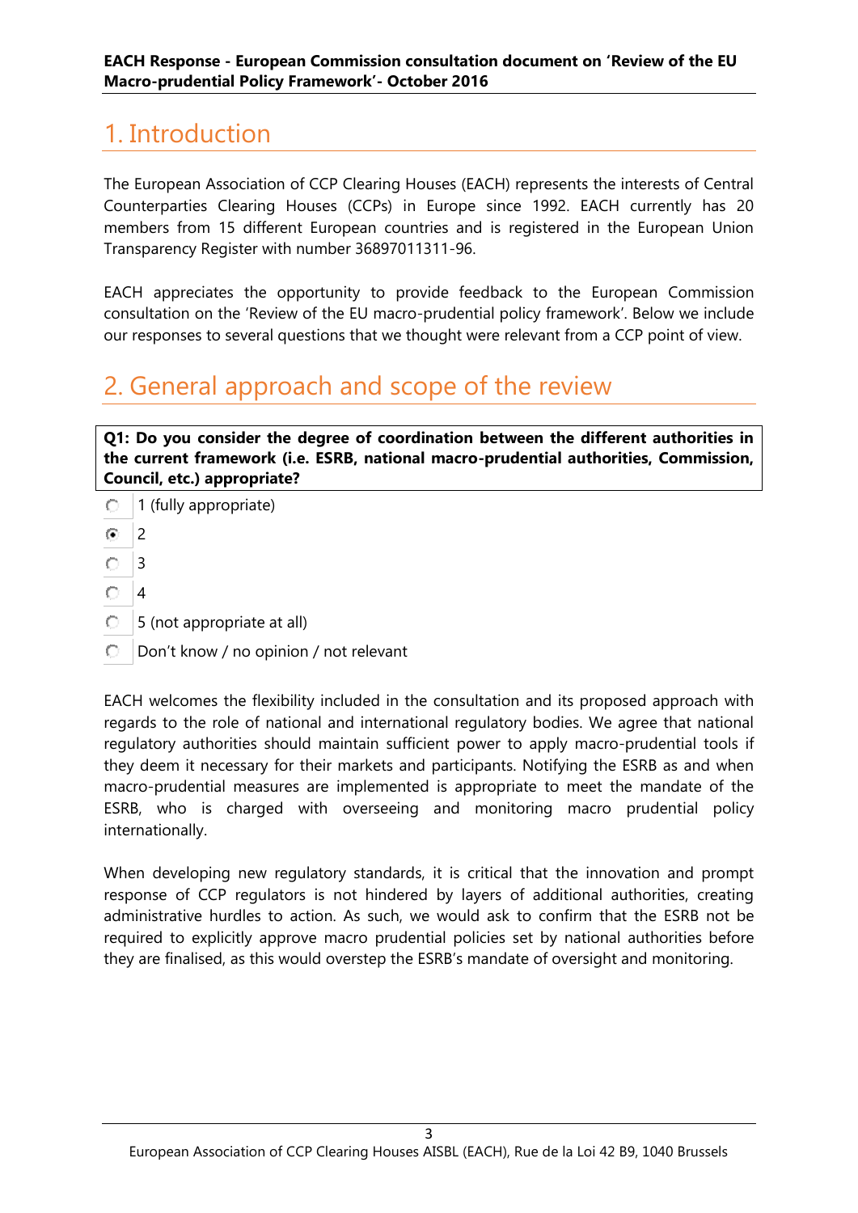# 1. Introduction

The European Association of CCP Clearing Houses (EACH) represents the interests of Central Counterparties Clearing Houses (CCPs) in Europe since 1992. EACH currently has 20 members from 15 different European countries and is registered in the European Union Transparency Register with number 36897011311-96.

EACH appreciates the opportunity to provide feedback to the European Commission consultation on the 'Review of the EU macro-prudential policy framework'. Below we include our responses to several questions that we thought were relevant from a CCP point of view.

# 2. General approach and scope of the review

**Q1: Do you consider the degree of coordination between the different authorities in the current framework (i.e. ESRB, national macro-prudential authorities, Commission, Council, etc.) appropriate?**

- ○ 1 (fully appropriate)
- ● 2
- ○ 3
- ○ 4
- ○ 5 (not appropriate at all)
- ○ Don't know / no opinion / not relevant

EACH welcomes the flexibility included in the consultation and its proposed approach with regards to the role of national and international regulatory bodies. We agree that national regulatory authorities should maintain sufficient power to apply macro-prudential tools if they deem it necessary for their markets and participants. Notifying the ESRB as and when macro-prudential measures are implemented is appropriate to meet the mandate of the ESRB, who is charged with overseeing and monitoring macro prudential policy internationally.

When developing new regulatory standards, it is critical that the innovation and prompt response of CCP regulators is not hindered by layers of additional authorities, creating administrative hurdles to action. As such, we would ask to confirm that the ESRB not be required to explicitly approve macro prudential policies set by national authorities before they are finalised, as this would overstep the ESRB's mandate of oversight and monitoring.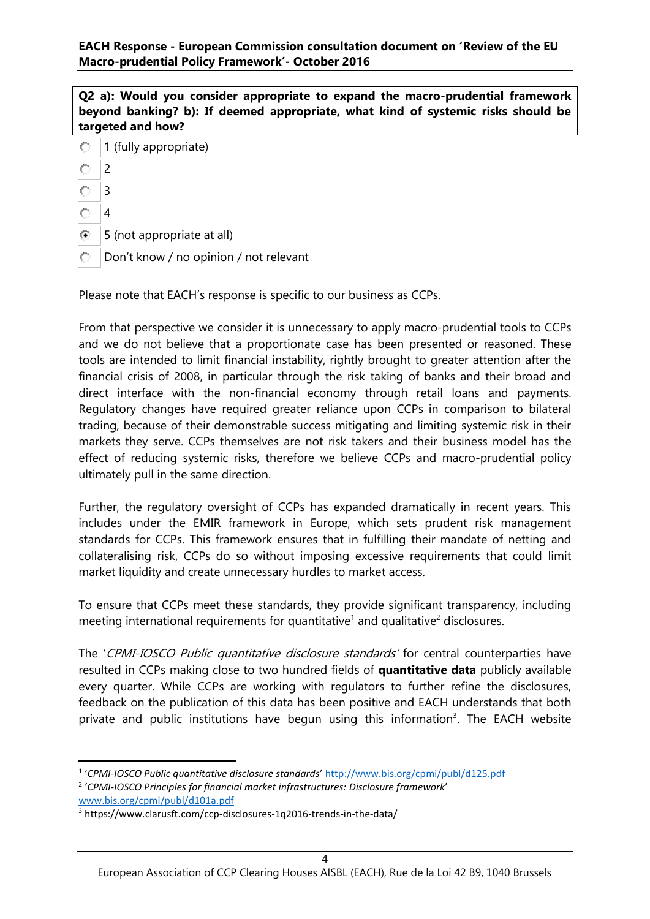**Q2 a): Would you consider appropriate to expand the macro-prudential framework beyond banking? b): If deemed appropriate, what kind of systemic risks should be targeted and how?**

- ○ 1 (fully appropriate)
- ○ 2
- ○ 3
- ○ 4
- ◉ 5 (not appropriate at all)
- ○ Don't know / no opinion / not relevant

Please note that EACH's response is specific to our business as CCPs.

From that perspective we consider it is unnecessary to apply macro-prudential tools to CCPs and we do not believe that a proportionate case has been presented or reasoned. These tools are intended to limit financial instability, rightly brought to greater attention after the financial crisis of 2008, in particular through the risk taking of banks and their broad and direct interface with the non-financial economy through retail loans and payments. Regulatory changes have required greater reliance upon CCPs in comparison to bilateral trading, because of their demonstrable success mitigating and limiting systemic risk in their markets they serve. CCPs themselves are not risk takers and their business model has the effect of reducing systemic risks, therefore we believe CCPs and macro-prudential policy ultimately pull in the same direction.

Further, the regulatory oversight of CCPs has expanded dramatically in recent years. This includes under the EMIR framework in Europe, which sets prudent risk management standards for CCPs. This framework ensures that in fulfilling their mandate of netting and collateralising risk, CCPs do so without imposing excessive requirements that could limit market liquidity and create unnecessary hurdles to market access.

To ensure that CCPs meet these standards, they provide significant transparency, including meeting international requirements for quantitative[1] and qualitative[2] disclosures.

The '*CPMI-IOSCO Public quantitative disclosure standards*' for central counterparties have resulted in CCPs making close to two hundred fields of **quantitative data** publicly available every quarter. While CCPs are working with regulators to further refine the disclosures, feedback on the publication of this data has been positive and EACH understands that both private and public institutions have begun using this information[3]. The EACH website

---

[1] '*CPMI-IOSCO Public quantitative disclosure standards*' http://www.bis.org/cpmi/publ/d125.pdf

[2] '*CPMI-IOSCO Principles for financial market infrastructures: Disclosure framework*' www.bis.org/cpmi/publ/d101a.pdf

[3] https://www.clarusft.com/ccp-disclosures-1q2016-trends-in-the-data/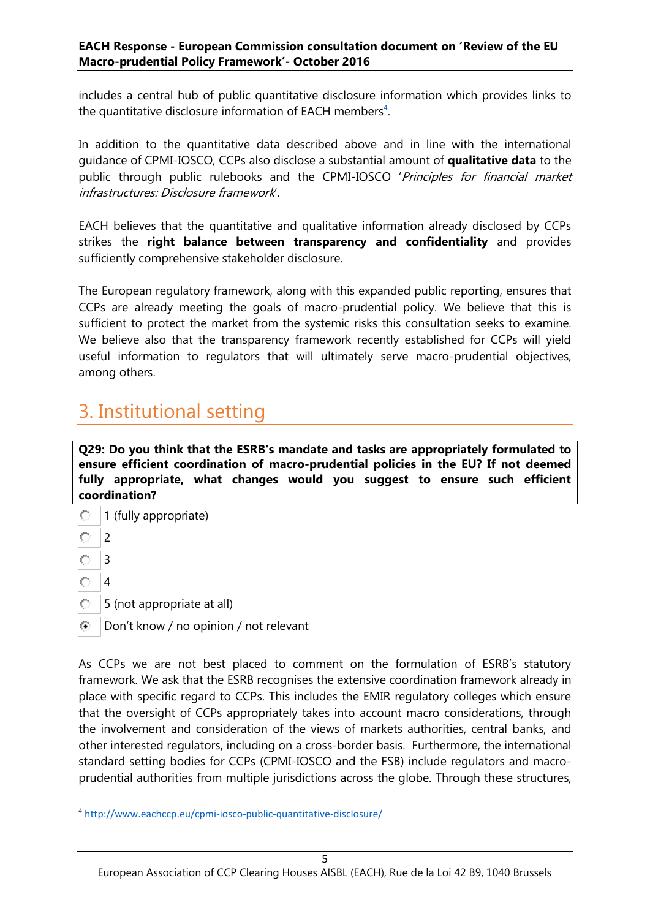includes a central hub of public quantitative disclosure information which provides links to the quantitative disclosure information of EACH members[4].

In addition to the quantitative data described above and in line with the international guidance of CPMI-IOSCO, CCPs also disclose a substantial amount of **qualitative data** to the public through public rulebooks and the CPMI-IOSCO '*Principles for financial market infrastructures: Disclosure framework*'.

EACH believes that the quantitative and qualitative information already disclosed by CCPs strikes the **right balance between transparency and confidentiality** and provides sufficiently comprehensive stakeholder disclosure.

The European regulatory framework, along with this expanded public reporting, ensures that CCPs are already meeting the goals of macro-prudential policy. We believe that this is sufficient to protect the market from the systemic risks this consultation seeks to examine. We believe also that the transparency framework recently established for CCPs will yield useful information to regulators that will ultimately serve macro-prudential objectives, among others.

# 3. Institutional setting

**Q29: Do you think that the ESRB's mandate and tasks are appropriately formulated to ensure efficient coordination of macro-prudential policies in the EU? If not deemed fully appropriate, what changes would you suggest to ensure such efficient coordination?**

- ○ 1 (fully appropriate)
- ○ 2
- ○ 3
- ○ 4
- ○ 5 (not appropriate at all)
- ◉ Don't know / no opinion / not relevant

As CCPs we are not best placed to comment on the formulation of ESRB's statutory framework. We ask that the ESRB recognises the extensive coordination framework already in place with specific regard to CCPs. This includes the EMIR regulatory colleges which ensure that the oversight of CCPs appropriately takes into account macro considerations, through the involvement and consideration of the views of markets authorities, central banks, and other interested regulators, including on a cross-border basis. Furthermore, the international standard setting bodies for CCPs (CPMI-IOSCO and the FSB) include regulators and macro-prudential authorities from multiple jurisdictions across the globe. Through these structures,

[4] http://www.eachccp.eu/cpmi-iosco-public-quantitative-disclosure/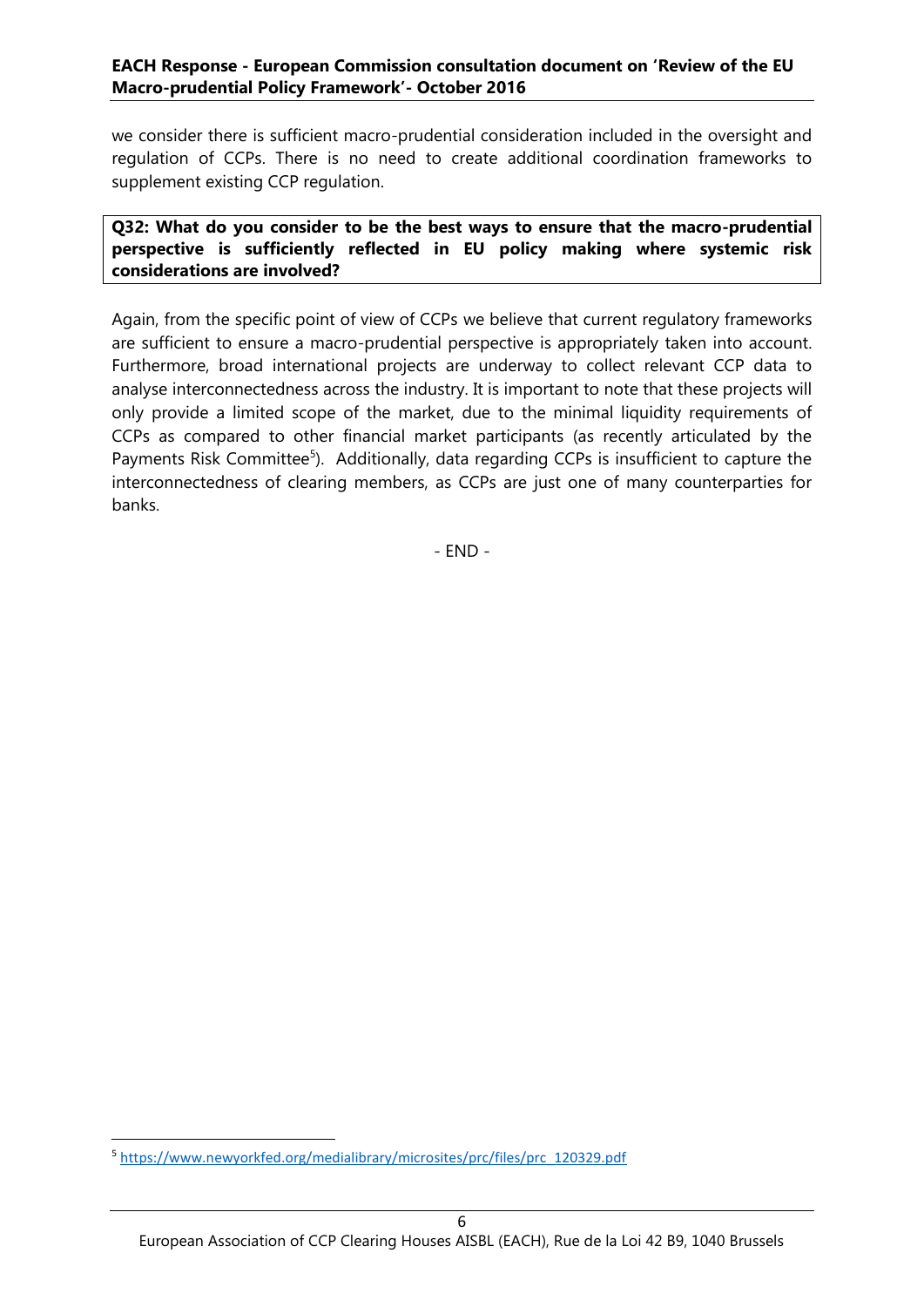we consider there is sufficient macro-prudential consideration included in the oversight and regulation of CCPs. There is no need to create additional coordination frameworks to supplement existing CCP regulation.

**Q32: What do you consider to be the best ways to ensure that the macro-prudential perspective is sufficiently reflected in EU policy making where systemic risk considerations are involved?**

Again, from the specific point of view of CCPs we believe that current regulatory frameworks are sufficient to ensure a macro-prudential perspective is appropriately taken into account. Furthermore, broad international projects are underway to collect relevant CCP data to analyse interconnectedness across the industry. It is important to note that these projects will only provide a limited scope of the market, due to the minimal liquidity requirements of CCPs as compared to other financial market participants (as recently articulated by the Payments Risk Committee[5]). Additionally, data regarding CCPs is insufficient to capture the interconnectedness of clearing members, as CCPs are just one of many counterparties for banks.

- END -

[5] https://www.newyorkfed.org/medialibrary/microsites/prc/files/prc_120329.pdf